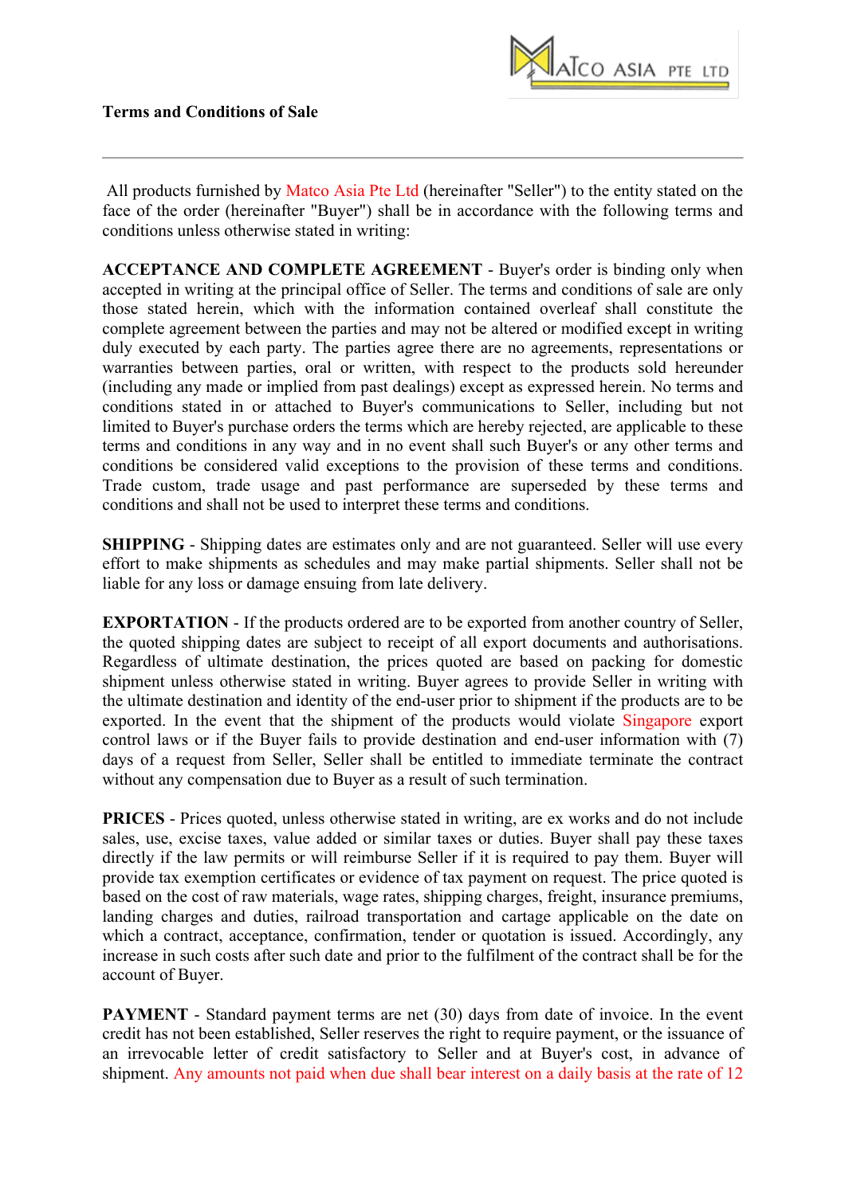## Terms and Conditions of Sale

---

All products furnished by Matco Asia Pte Ltd (hereinafter "Seller") to the entity stated on the face of the order (hereinafter "Buyer") shall be in accordance with the following terms and conditions unless otherwise stated in writing:

**ACCEPTANCE AND COMPLETE AGREEMENT** - Buyer's order is binding only when accepted in writing at the principal office of Seller. The terms and conditions of sale are only those stated herein, which with the information contained overleaf shall constitute the complete agreement between the parties and may not be altered or modified except in writing duly executed by each party. The parties agree there are no agreements, representations or warranties between parties, oral or written, with respect to the products sold hereunder (including any made or implied from past dealings) except as expressed herein. No terms and conditions stated in or attached to Buyer's communications to Seller, including but not limited to Buyer's purchase orders the terms which are hereby rejected, are applicable to these terms and conditions in any way and in no event shall such Buyer's or any other terms and conditions be considered valid exceptions to the provision of these terms and conditions. Trade custom, trade usage and past performance are superseded by these terms and conditions and shall not be used to interpret these terms and conditions.

**SHIPPING** - Shipping dates are estimates only and are not guaranteed. Seller will use every effort to make shipments as schedules and may make partial shipments. Seller shall not be liable for any loss or damage ensuing from late delivery.

**EXPORTATION** - If the products ordered are to be exported from another country of Seller, the quoted shipping dates are subject to receipt of all export documents and authorisations. Regardless of ultimate destination, the prices quoted are based on packing for domestic shipment unless otherwise stated in writing. Buyer agrees to provide Seller in writing with the ultimate destination and identity of the end-user prior to shipment if the products are to be exported. In the event that the shipment of the products would violate Singapore export control laws or if the Buyer fails to provide destination and end-user information with (7) days of a request from Seller, Seller shall be entitled to immediate terminate the contract without any compensation due to Buyer as a result of such termination.

**PRICES** - Prices quoted, unless otherwise stated in writing, are ex works and do not include sales, use, excise taxes, value added or similar taxes or duties. Buyer shall pay these taxes directly if the law permits or will reimburse Seller if it is required to pay them. Buyer will provide tax exemption certificates or evidence of tax payment on request. The price quoted is based on the cost of raw materials, wage rates, shipping charges, freight, insurance premiums, landing charges and duties, railroad transportation and cartage applicable on the date on which a contract, acceptance, confirmation, tender or quotation is issued. Accordingly, any increase in such costs after such date and prior to the fulfilment of the contract shall be for the account of Buyer.

**PAYMENT** - Standard payment terms are net (30) days from date of invoice. In the event credit has not been established, Seller reserves the right to require payment, or the issuance of an irrevocable letter of credit satisfactory to Seller and at Buyer's cost, in advance of shipment. Any amounts not paid when due shall bear interest on a daily basis at the rate of 12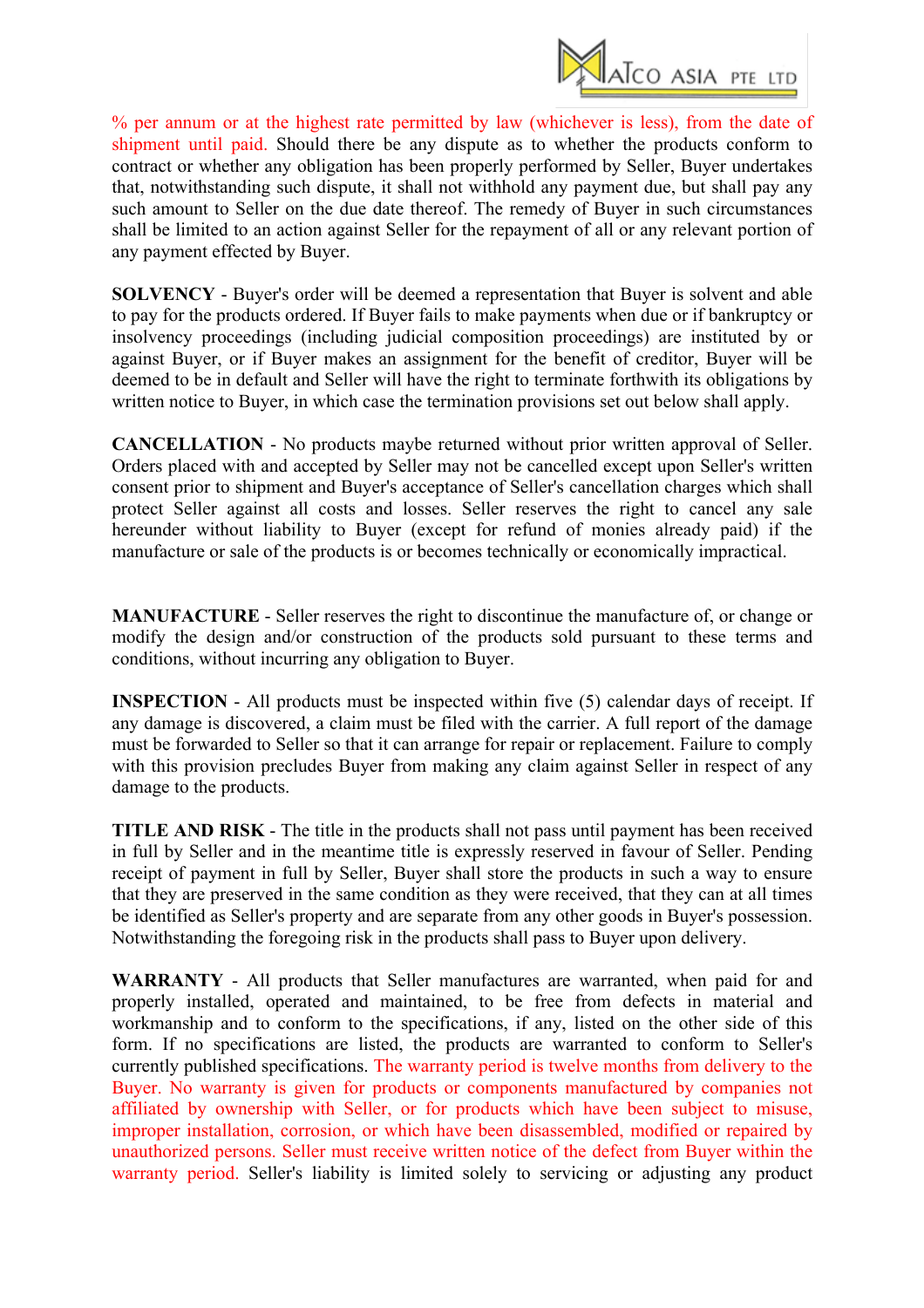% per annum or at the highest rate permitted by law (whichever is less), from the date of shipment until paid. Should there be any dispute as to whether the products conform to contract or whether any obligation has been properly performed by Seller, Buyer undertakes that, notwithstanding such dispute, it shall not withhold any payment due, but shall pay any such amount to Seller on the due date thereof. The remedy of Buyer in such circumstances shall be limited to an action against Seller for the repayment of all or any relevant portion of any payment effected by Buyer.

**SOLVENCY** - Buyer's order will be deemed a representation that Buyer is solvent and able to pay for the products ordered. If Buyer fails to make payments when due or if bankruptcy or insolvency proceedings (including judicial composition proceedings) are instituted by or against Buyer, or if Buyer makes an assignment for the benefit of creditor, Buyer will be deemed to be in default and Seller will have the right to terminate forthwith its obligations by written notice to Buyer, in which case the termination provisions set out below shall apply.

**CANCELLATION** - No products maybe returned without prior written approval of Seller. Orders placed with and accepted by Seller may not be cancelled except upon Seller's written consent prior to shipment and Buyer's acceptance of Seller's cancellation charges which shall protect Seller against all costs and losses. Seller reserves the right to cancel any sale hereunder without liability to Buyer (except for refund of monies already paid) if the manufacture or sale of the products is or becomes technically or economically impractical.

**MANUFACTURE** - Seller reserves the right to discontinue the manufacture of, or change or modify the design and/or construction of the products sold pursuant to these terms and conditions, without incurring any obligation to Buyer.

**INSPECTION** - All products must be inspected within five (5) calendar days of receipt. If any damage is discovered, a claim must be filed with the carrier. A full report of the damage must be forwarded to Seller so that it can arrange for repair or replacement. Failure to comply with this provision precludes Buyer from making any claim against Seller in respect of any damage to the products.

**TITLE AND RISK** - The title in the products shall not pass until payment has been received in full by Seller and in the meantime title is expressly reserved in favour of Seller. Pending receipt of payment in full by Seller, Buyer shall store the products in such a way to ensure that they are preserved in the same condition as they were received, that they can at all times be identified as Seller's property and are separate from any other goods in Buyer's possession. Notwithstanding the foregoing risk in the products shall pass to Buyer upon delivery.

**WARRANTY** - All products that Seller manufactures are warranted, when paid for and properly installed, operated and maintained, to be free from defects in material and workmanship and to conform to the specifications, if any, listed on the other side of this form. If no specifications are listed, the products are warranted to conform to Seller's currently published specifications. The warranty period is twelve months from delivery to the Buyer. No warranty is given for products or components manufactured by companies not affiliated by ownership with Seller, or for products which have been subject to misuse, improper installation, corrosion, or which have been disassembled, modified or repaired by unauthorized persons. Seller must receive written notice of the defect from Buyer within the warranty period. Seller's liability is limited solely to servicing or adjusting any product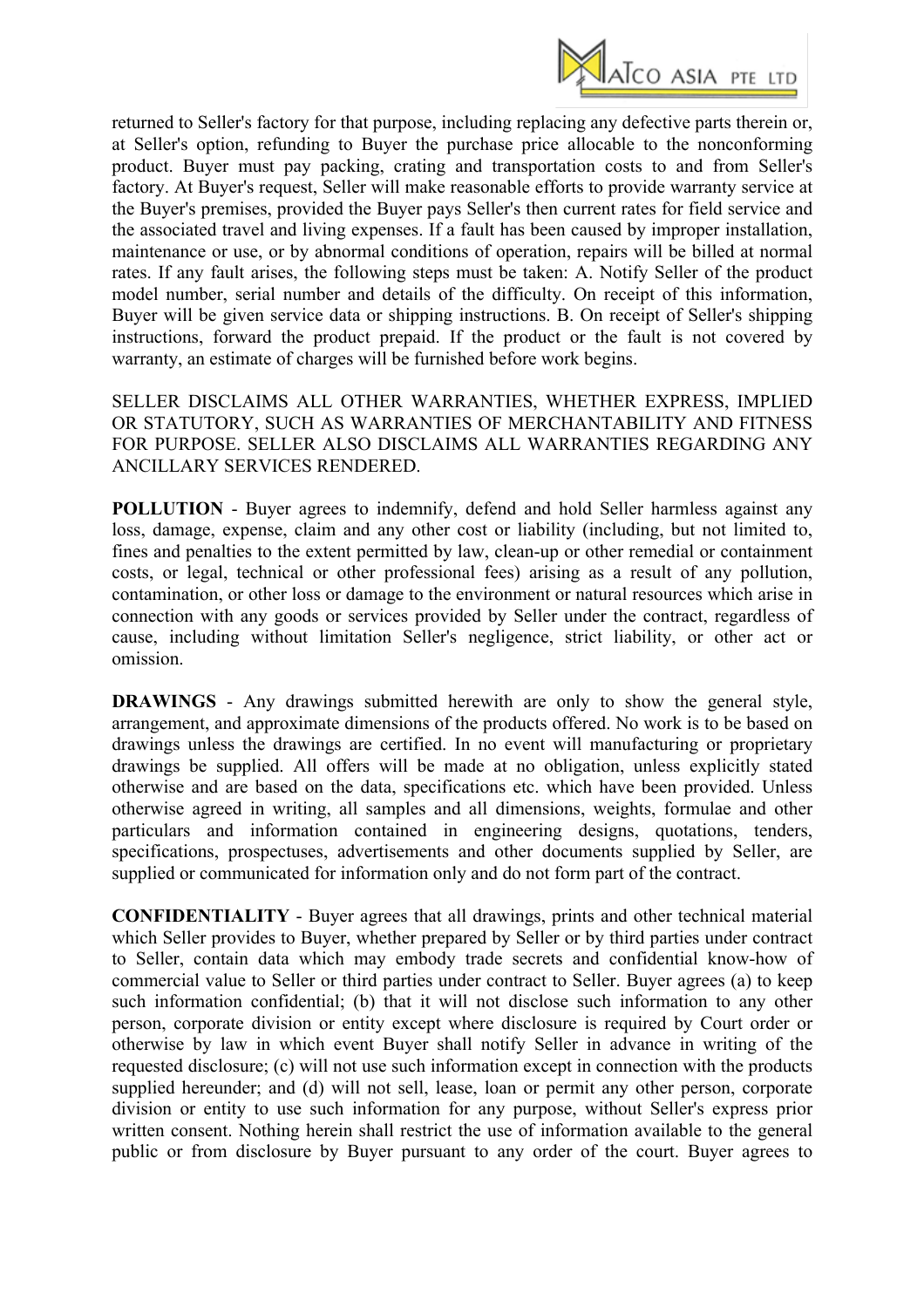returned to Seller's factory for that purpose, including replacing any defective parts therein or, at Seller's option, refunding to Buyer the purchase price allocable to the nonconforming product. Buyer must pay packing, crating and transportation costs to and from Seller's factory. At Buyer's request, Seller will make reasonable efforts to provide warranty service at the Buyer's premises, provided the Buyer pays Seller's then current rates for field service and the associated travel and living expenses. If a fault has been caused by improper installation, maintenance or use, or by abnormal conditions of operation, repairs will be billed at normal rates. If any fault arises, the following steps must be taken: A. Notify Seller of the product model number, serial number and details of the difficulty. On receipt of this information, Buyer will be given service data or shipping instructions. B. On receipt of Seller's shipping instructions, forward the product prepaid. If the product or the fault is not covered by warranty, an estimate of charges will be furnished before work begins.

SELLER DISCLAIMS ALL OTHER WARRANTIES, WHETHER EXPRESS, IMPLIED OR STATUTORY, SUCH AS WARRANTIES OF MERCHANTABILITY AND FITNESS FOR PURPOSE. SELLER ALSO DISCLAIMS ALL WARRANTIES REGARDING ANY ANCILLARY SERVICES RENDERED.

**POLLUTION** - Buyer agrees to indemnify, defend and hold Seller harmless against any loss, damage, expense, claim and any other cost or liability (including, but not limited to, fines and penalties to the extent permitted by law, clean-up or other remedial or containment costs, or legal, technical or other professional fees) arising as a result of any pollution, contamination, or other loss or damage to the environment or natural resources which arise in connection with any goods or services provided by Seller under the contract, regardless of cause, including without limitation Seller's negligence, strict liability, or other act or omission.

**DRAWINGS** - Any drawings submitted herewith are only to show the general style, arrangement, and approximate dimensions of the products offered. No work is to be based on drawings unless the drawings are certified. In no event will manufacturing or proprietary drawings be supplied. All offers will be made at no obligation, unless explicitly stated otherwise and are based on the data, specifications etc. which have been provided. Unless otherwise agreed in writing, all samples and all dimensions, weights, formulae and other particulars and information contained in engineering designs, quotations, tenders, specifications, prospectuses, advertisements and other documents supplied by Seller, are supplied or communicated for information only and do not form part of the contract.

**CONFIDENTIALITY** - Buyer agrees that all drawings, prints and other technical material which Seller provides to Buyer, whether prepared by Seller or by third parties under contract to Seller, contain data which may embody trade secrets and confidential know-how of commercial value to Seller or third parties under contract to Seller. Buyer agrees (a) to keep such information confidential; (b) that it will not disclose such information to any other person, corporate division or entity except where disclosure is required by Court order or otherwise by law in which event Buyer shall notify Seller in advance in writing of the requested disclosure; (c) will not use such information except in connection with the products supplied hereunder; and (d) will not sell, lease, loan or permit any other person, corporate division or entity to use such information for any purpose, without Seller's express prior written consent. Nothing herein shall restrict the use of information available to the general public or from disclosure by Buyer pursuant to any order of the court. Buyer agrees to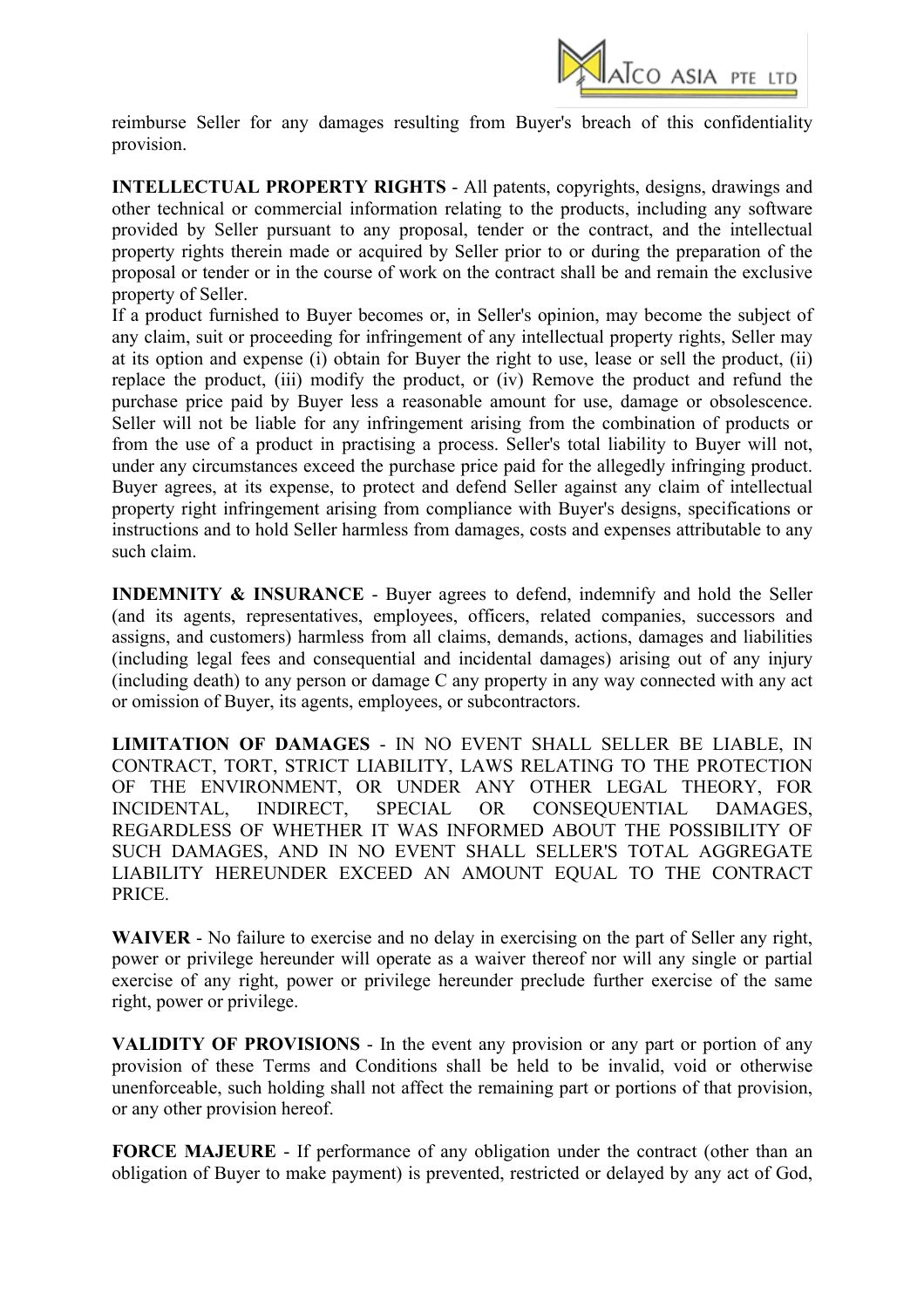reimburse Seller for any damages resulting from Buyer's breach of this confidentiality provision.

**INTELLECTUAL PROPERTY RIGHTS** - All patents, copyrights, designs, drawings and other technical or commercial information relating to the products, including any software provided by Seller pursuant to any proposal, tender or the contract, and the intellectual property rights therein made or acquired by Seller prior to or during the preparation of the proposal or tender or in the course of work on the contract shall be and remain the exclusive property of Seller.

If a product furnished to Buyer becomes or, in Seller's opinion, may become the subject of any claim, suit or proceeding for infringement of any intellectual property rights, Seller may at its option and expense (i) obtain for Buyer the right to use, lease or sell the product, (ii) replace the product, (iii) modify the product, or (iv) Remove the product and refund the purchase price paid by Buyer less a reasonable amount for use, damage or obsolescence. Seller will not be liable for any infringement arising from the combination of products or from the use of a product in practising a process. Seller's total liability to Buyer will not, under any circumstances exceed the purchase price paid for the allegedly infringing product. Buyer agrees, at its expense, to protect and defend Seller against any claim of intellectual property right infringement arising from compliance with Buyer's designs, specifications or instructions and to hold Seller harmless from damages, costs and expenses attributable to any such claim.

**INDEMNITY & INSURANCE** - Buyer agrees to defend, indemnify and hold the Seller (and its agents, representatives, employees, officers, related companies, successors and assigns, and customers) harmless from all claims, demands, actions, damages and liabilities (including legal fees and consequential and incidental damages) arising out of any injury (including death) to any person or damage C any property in any way connected with any act or omission of Buyer, its agents, employees, or subcontractors.

**LIMITATION OF DAMAGES** - IN NO EVENT SHALL SELLER BE LIABLE, IN CONTRACT, TORT, STRICT LIABILITY, LAWS RELATING TO THE PROTECTION OF THE ENVIRONMENT, OR UNDER ANY OTHER LEGAL THEORY, FOR INCIDENTAL, INDIRECT, SPECIAL OR CONSEQUENTIAL DAMAGES, REGARDLESS OF WHETHER IT WAS INFORMED ABOUT THE POSSIBILITY OF SUCH DAMAGES, AND IN NO EVENT SHALL SELLER'S TOTAL AGGREGATE LIABILITY HEREUNDER EXCEED AN AMOUNT EQUAL TO THE CONTRACT PRICE.

**WAIVER** - No failure to exercise and no delay in exercising on the part of Seller any right, power or privilege hereunder will operate as a waiver thereof nor will any single or partial exercise of any right, power or privilege hereunder preclude further exercise of the same right, power or privilege.

**VALIDITY OF PROVISIONS** - In the event any provision or any part or portion of any provision of these Terms and Conditions shall be held to be invalid, void or otherwise unenforceable, such holding shall not affect the remaining part or portions of that provision, or any other provision hereof.

**FORCE MAJEURE** - If performance of any obligation under the contract (other than an obligation of Buyer to make payment) is prevented, restricted or delayed by any act of God,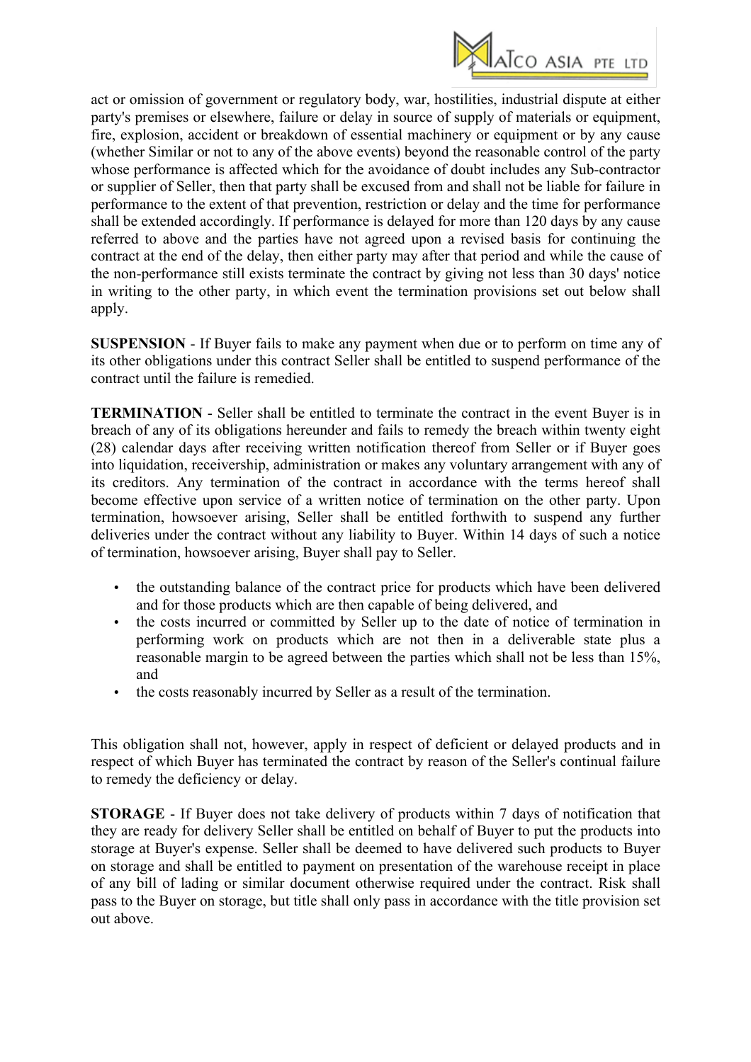act or omission of government or regulatory body, war, hostilities, industrial dispute at either party's premises or elsewhere, failure or delay in source of supply of materials or equipment, fire, explosion, accident or breakdown of essential machinery or equipment or by any cause (whether Similar or not to any of the above events) beyond the reasonable control of the party whose performance is affected which for the avoidance of doubt includes any Sub-contractor or supplier of Seller, then that party shall be excused from and shall not be liable for failure in performance to the extent of that prevention, restriction or delay and the time for performance shall be extended accordingly. If performance is delayed for more than 120 days by any cause referred to above and the parties have not agreed upon a revised basis for continuing the contract at the end of the delay, then either party may after that period and while the cause of the non-performance still exists terminate the contract by giving not less than 30 days' notice in writing to the other party, in which event the termination provisions set out below shall apply.

**SUSPENSION** - If Buyer fails to make any payment when due or to perform on time any of its other obligations under this contract Seller shall be entitled to suspend performance of the contract until the failure is remedied.

**TERMINATION** - Seller shall be entitled to terminate the contract in the event Buyer is in breach of any of its obligations hereunder and fails to remedy the breach within twenty eight (28) calendar days after receiving written notification thereof from Seller or if Buyer goes into liquidation, receivership, administration or makes any voluntary arrangement with any of its creditors. Any termination of the contract in accordance with the terms hereof shall become effective upon service of a written notice of termination on the other party. Upon termination, howsoever arising, Seller shall be entitled forthwith to suspend any further deliveries under the contract without any liability to Buyer. Within 14 days of such a notice of termination, howsoever arising, Buyer shall pay to Seller.

- the outstanding balance of the contract price for products which have been delivered and for those products which are then capable of being delivered, and
- the costs incurred or committed by Seller up to the date of notice of termination in performing work on products which are not then in a deliverable state plus a reasonable margin to be agreed between the parties which shall not be less than 15%, and
- the costs reasonably incurred by Seller as a result of the termination.

This obligation shall not, however, apply in respect of deficient or delayed products and in respect of which Buyer has terminated the contract by reason of the Seller's continual failure to remedy the deficiency or delay.

**STORAGE** - If Buyer does not take delivery of products within 7 days of notification that they are ready for delivery Seller shall be entitled on behalf of Buyer to put the products into storage at Buyer's expense. Seller shall be deemed to have delivered such products to Buyer on storage and shall be entitled to payment on presentation of the warehouse receipt in place of any bill of lading or similar document otherwise required under the contract. Risk shall pass to the Buyer on storage, but title shall only pass in accordance with the title provision set out above.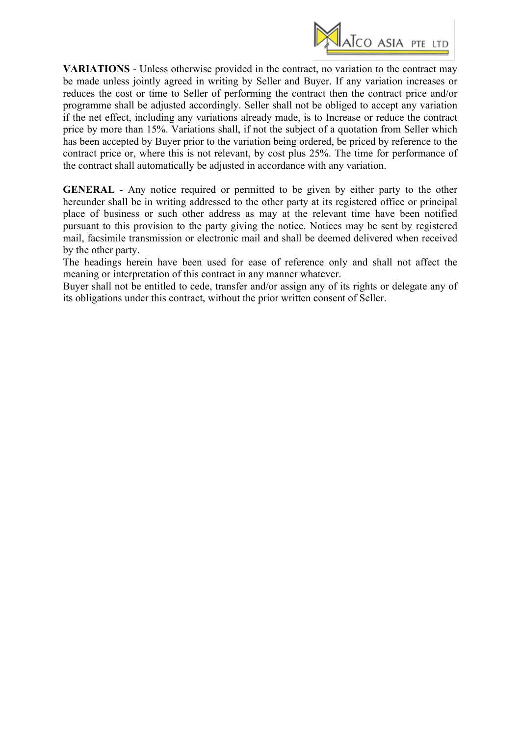**VARIATIONS** - Unless otherwise provided in the contract, no variation to the contract may be made unless jointly agreed in writing by Seller and Buyer. If any variation increases or reduces the cost or time to Seller of performing the contract then the contract price and/or programme shall be adjusted accordingly. Seller shall not be obliged to accept any variation if the net effect, including any variations already made, is to Increase or reduce the contract price by more than 15%. Variations shall, if not the subject of a quotation from Seller which has been accepted by Buyer prior to the variation being ordered, be priced by reference to the contract price or, where this is not relevant, by cost plus 25%. The time for performance of the contract shall automatically be adjusted in accordance with any variation.

**GENERAL** - Any notice required or permitted to be given by either party to the other hereunder shall be in writing addressed to the other party at its registered office or principal place of business or such other address as may at the relevant time have been notified pursuant to this provision to the party giving the notice. Notices may be sent by registered mail, facsimile transmission or electronic mail and shall be deemed delivered when received by the other party.

The headings herein have been used for ease of reference only and shall not affect the meaning or interpretation of this contract in any manner whatever.

Buyer shall not be entitled to cede, transfer and/or assign any of its rights or delegate any of its obligations under this contract, without the prior written consent of Seller.